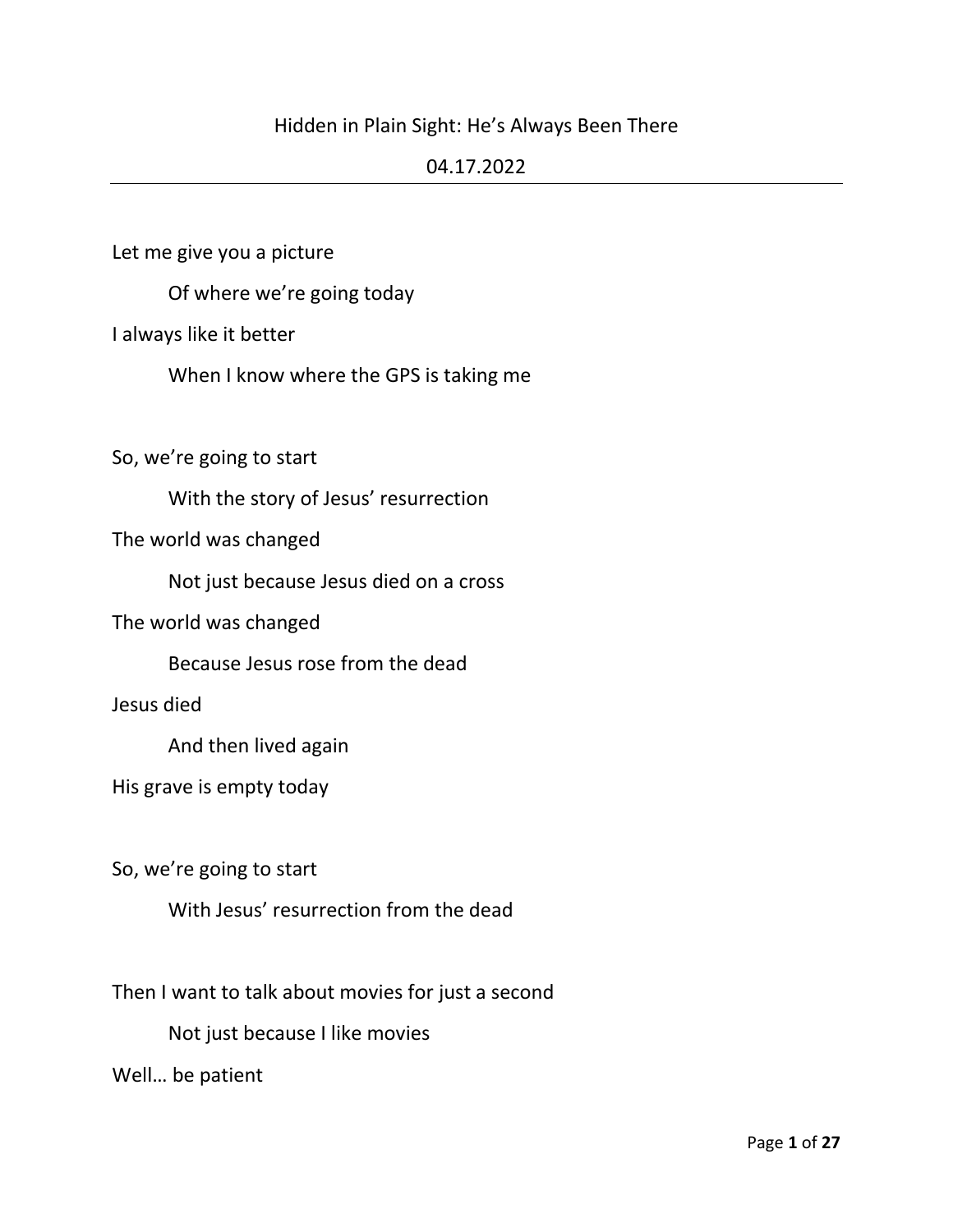Hidden in Plain Sight: He's Always Been There

04.17.2022

---

Let me give you a picture

  Of where we're going today

I always like it better

  When I know where the GPS is taking me

So, we're going to start

  With the story of Jesus' resurrection

The world was changed

  Not just because Jesus died on a cross

The world was changed

  Because Jesus rose from the dead

Jesus died

  And then lived again

His grave is empty today

So, we're going to start

  With Jesus' resurrection from the dead

Then I want to talk about movies for just a second

  Not just because I like movies

Well… be patient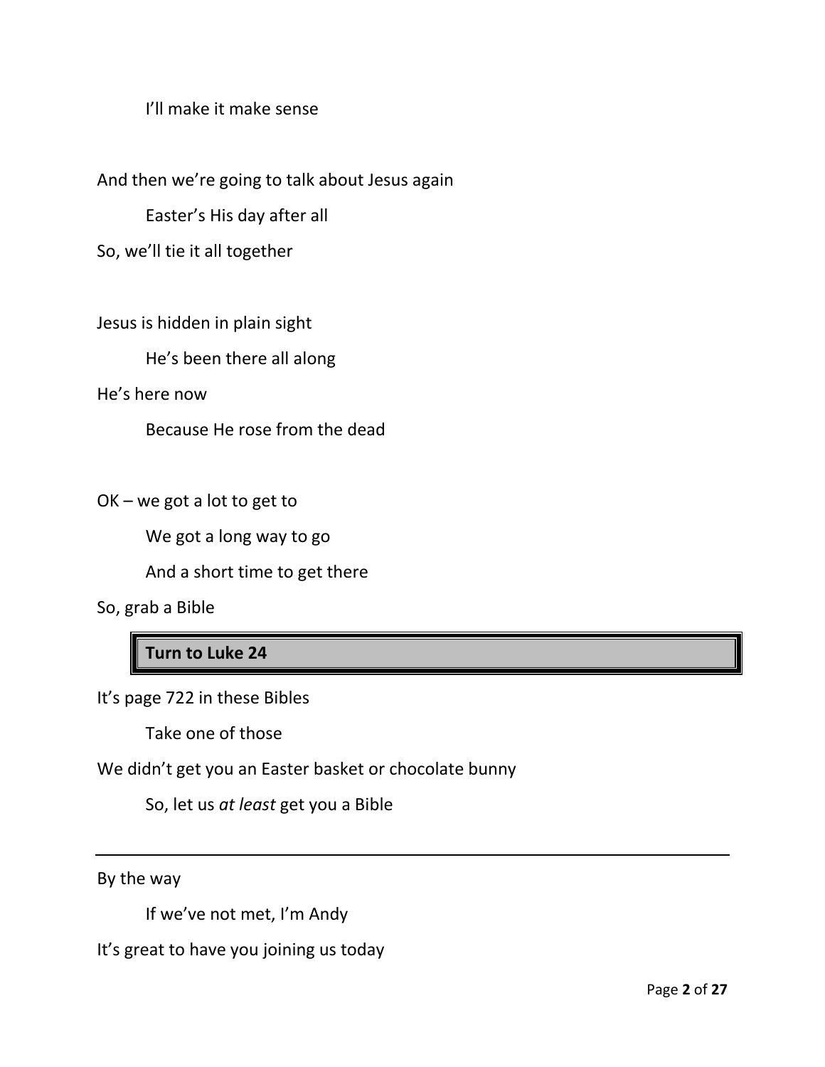I'll make it make sense

And then we're going to talk about Jesus again

Easter's His day after all

So, we'll tie it all together

Jesus is hidden in plain sight

He's been there all along

He's here now

Because He rose from the dead

OK – we got a lot to get to

We got a long way to go

And a short time to get there

So, grab a Bible

**Turn to Luke 24**

It's page 722 in these Bibles

Take one of those

We didn't get you an Easter basket or chocolate bunny

So, let us *at least* get you a Bible

---

By the way

If we've not met, I'm Andy

It's great to have you joining us today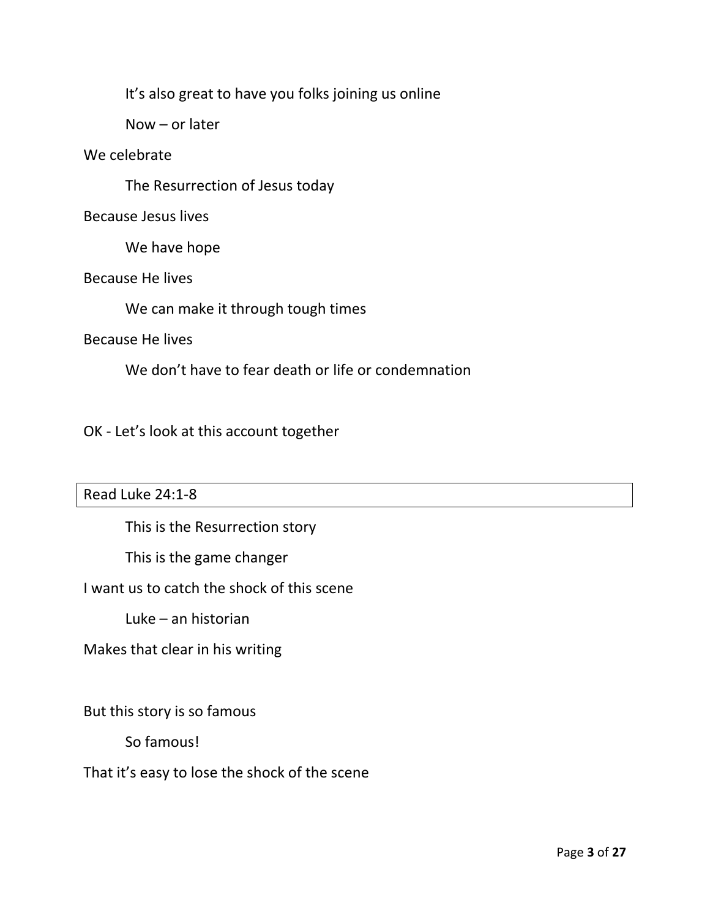It's also great to have you folks joining us online

Now – or later

We celebrate

The Resurrection of Jesus today

Because Jesus lives

We have hope

Because He lives

We can make it through tough times

Because He lives

We don't have to fear death or life or condemnation

OK - Let's look at this account together

| Read Luke 24:1-8 |
|---|

This is the Resurrection story

This is the game changer

I want us to catch the shock of this scene

Luke – an historian

Makes that clear in his writing

But this story is so famous

So famous!

That it's easy to lose the shock of the scene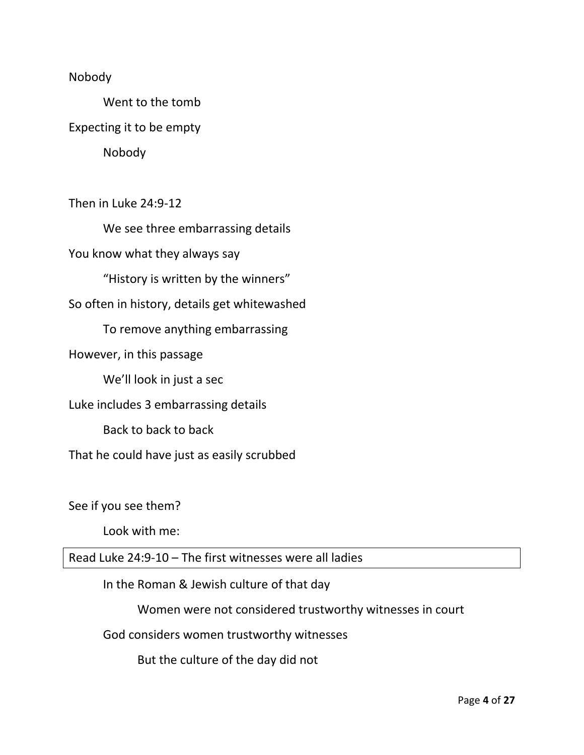Nobody

Went to the tomb

Expecting it to be empty

Nobody

Then in Luke 24:9-12

We see three embarrassing details

You know what they always say

"History is written by the winners"

So often in history, details get whitewashed

To remove anything embarrassing

However, in this passage

We'll look in just a sec

Luke includes 3 embarrassing details

Back to back to back

That he could have just as easily scrubbed

See if you see them?

Look with me:

| Read Luke 24:9-10 – The first witnesses were all ladies |
|---|

In the Roman & Jewish culture of that day

Women were not considered trustworthy witnesses in court

God considers women trustworthy witnesses

But the culture of the day did not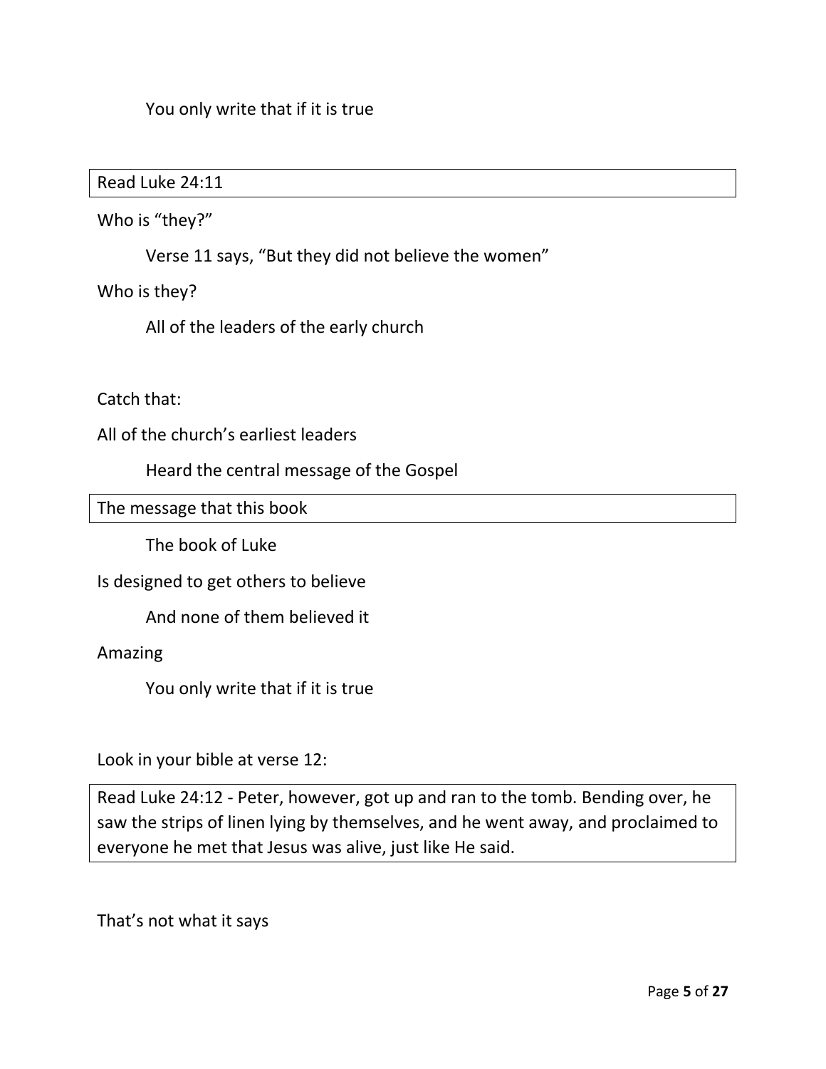You only write that if it is true

Read Luke 24:11

Who is "they?"

Verse 11 says, "But they did not believe the women"

Who is they?

All of the leaders of the early church

Catch that:

All of the church's earliest leaders

Heard the central message of the Gospel

The message that this book

The book of Luke

Is designed to get others to believe

And none of them believed it

Amazing

You only write that if it is true

Look in your bible at verse 12:

Read Luke 24:12 - Peter, however, got up and ran to the tomb. Bending over, he saw the strips of linen lying by themselves, and he went away, and proclaimed to everyone he met that Jesus was alive, just like He said.

That's not what it says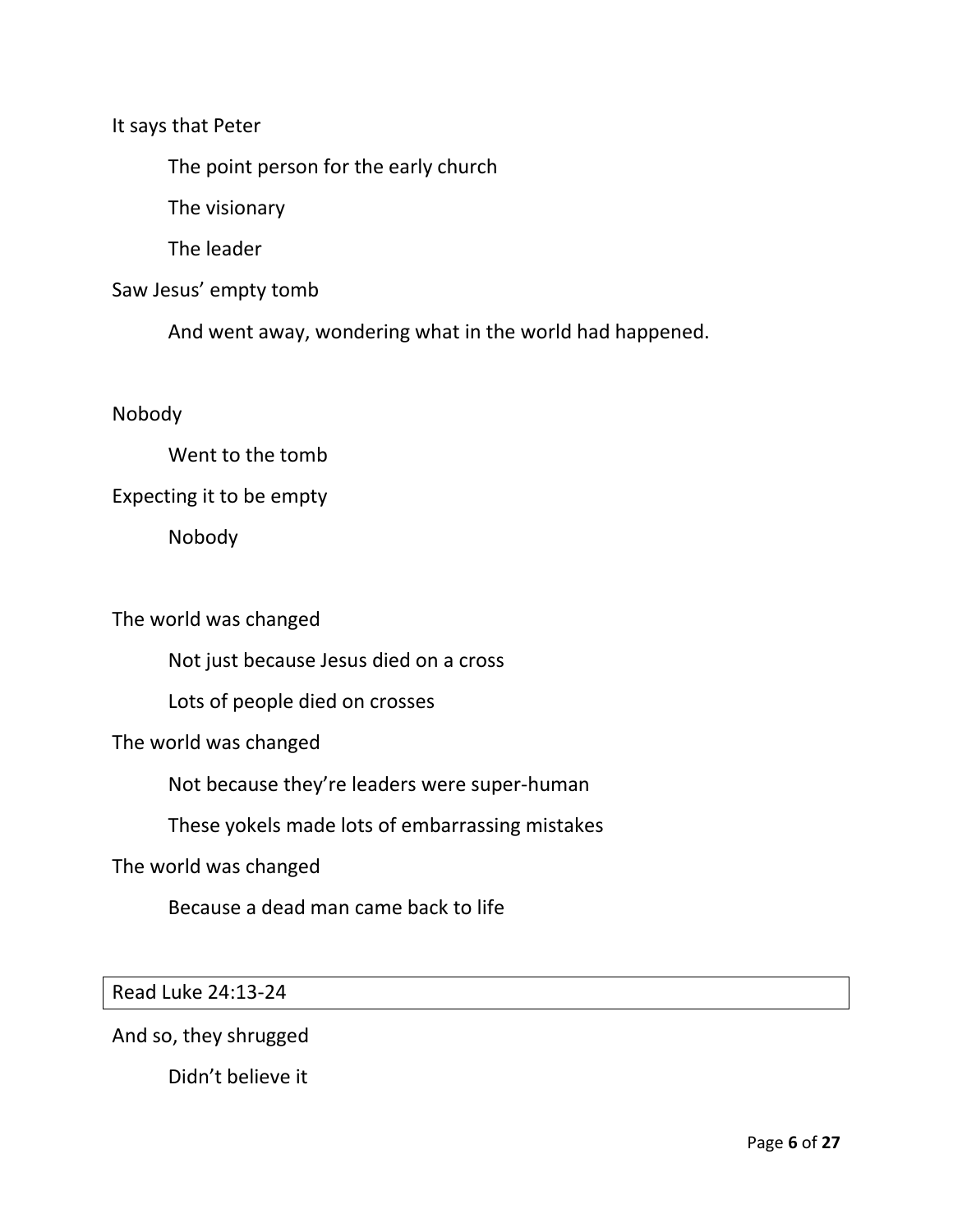It says that Peter

 The point person for the early church

 The visionary

 The leader

Saw Jesus' empty tomb

 And went away, wondering what in the world had happened.

Nobody

 Went to the tomb

Expecting it to be empty

 Nobody

The world was changed

 Not just because Jesus died on a cross

 Lots of people died on crosses

The world was changed

 Not because they're leaders were super-human

 These yokels made lots of embarrassing mistakes

The world was changed

 Because a dead man came back to life

| Read Luke 24:13-24 |
|---|

And so, they shrugged

 Didn't believe it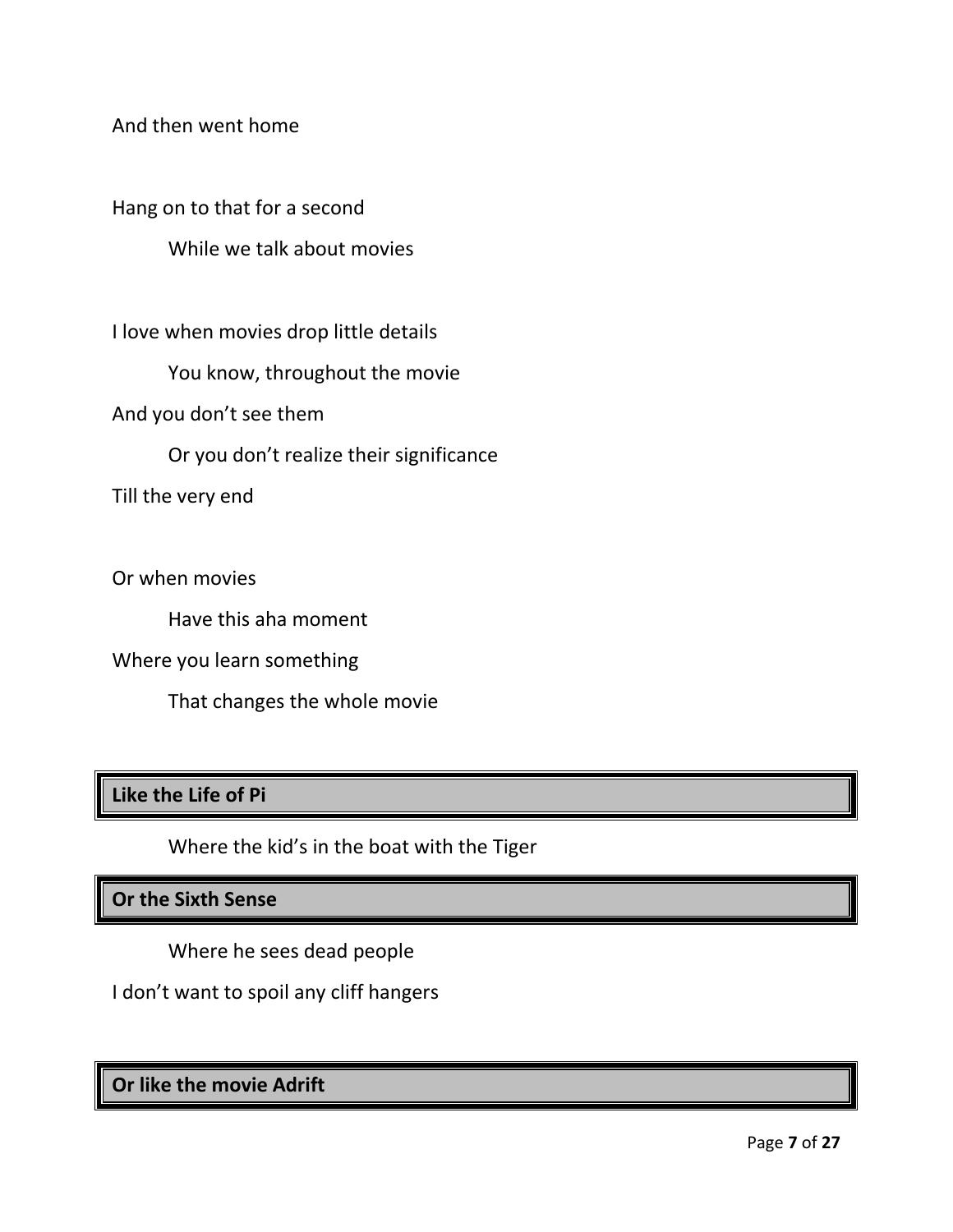And then went home

Hang on to that for a second

While we talk about movies

I love when movies drop little details

You know, throughout the movie

And you don't see them

Or you don't realize their significance

Till the very end

Or when movies

Have this aha moment

Where you learn something

That changes the whole movie

**Like the Life of Pi**

Where the kid's in the boat with the Tiger

**Or the Sixth Sense**

Where he sees dead people

I don't want to spoil any cliff hangers

**Or like the movie Adrift**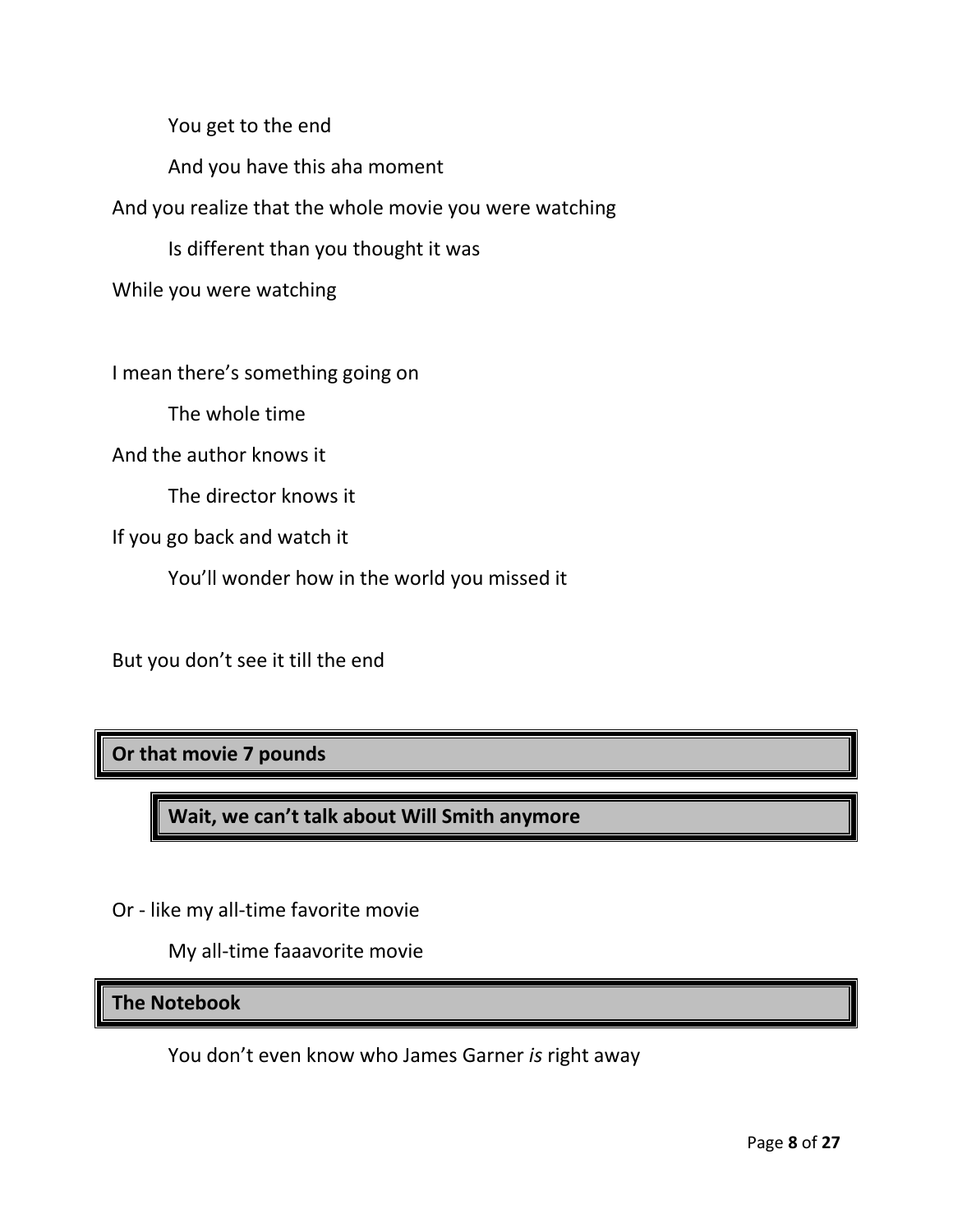You get to the end

And you have this aha moment

And you realize that the whole movie you were watching

Is different than you thought it was

While you were watching

I mean there's something going on

The whole time

And the author knows it

The director knows it

If you go back and watch it

You'll wonder how in the world you missed it

But you don't see it till the end

**Or that movie 7 pounds**

**Wait, we can't talk about Will Smith anymore**

Or - like my all-time favorite movie

My all-time faaavorite movie

**The Notebook**

You don't even know who James Garner *is* right away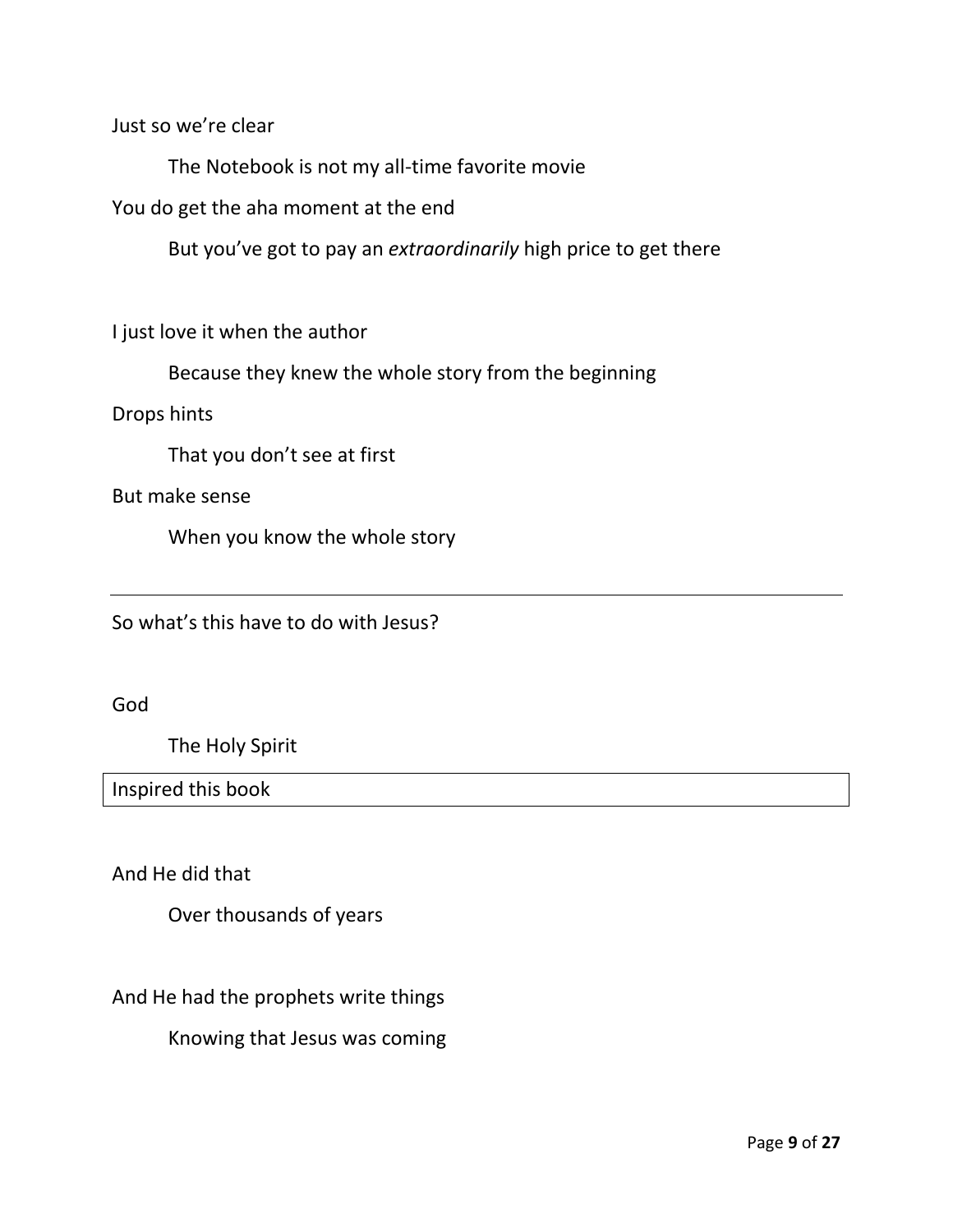Just so we're clear

The Notebook is not my all-time favorite movie

You do get the aha moment at the end

But you've got to pay an *extraordinarily* high price to get there

I just love it when the author

Because they knew the whole story from the beginning

Drops hints

That you don't see at first

But make sense

When you know the whole story

---

So what's this have to do with Jesus?

God

The Holy Spirit

Inspired this book

And He did that

Over thousands of years

And He had the prophets write things

Knowing that Jesus was coming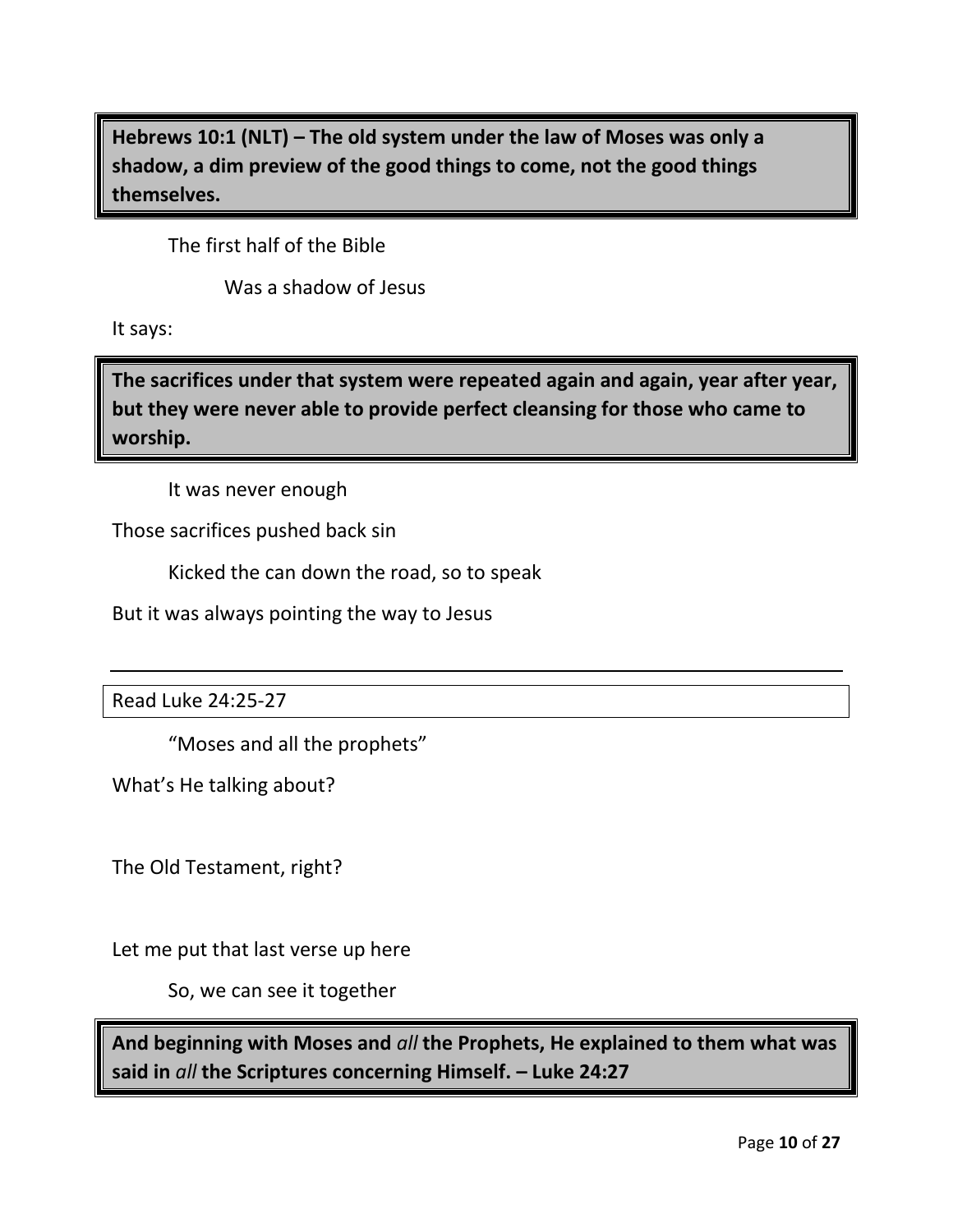**Hebrews 10:1 (NLT) – The old system under the law of Moses was only a shadow, a dim preview of the good things to come, not the good things themselves.**

The first half of the Bible

Was a shadow of Jesus

It says:

**The sacrifices under that system were repeated again and again, year after year, but they were never able to provide perfect cleansing for those who came to worship.**

It was never enough

Those sacrifices pushed back sin

Kicked the can down the road, so to speak

But it was always pointing the way to Jesus

---

Read Luke 24:25-27

"Moses and all the prophets"

What's He talking about?

The Old Testament, right?

Let me put that last verse up here

So, we can see it together

**And beginning with Moses and *all* the Prophets, He explained to them what was said in *all* the Scriptures concerning Himself. – Luke 24:27**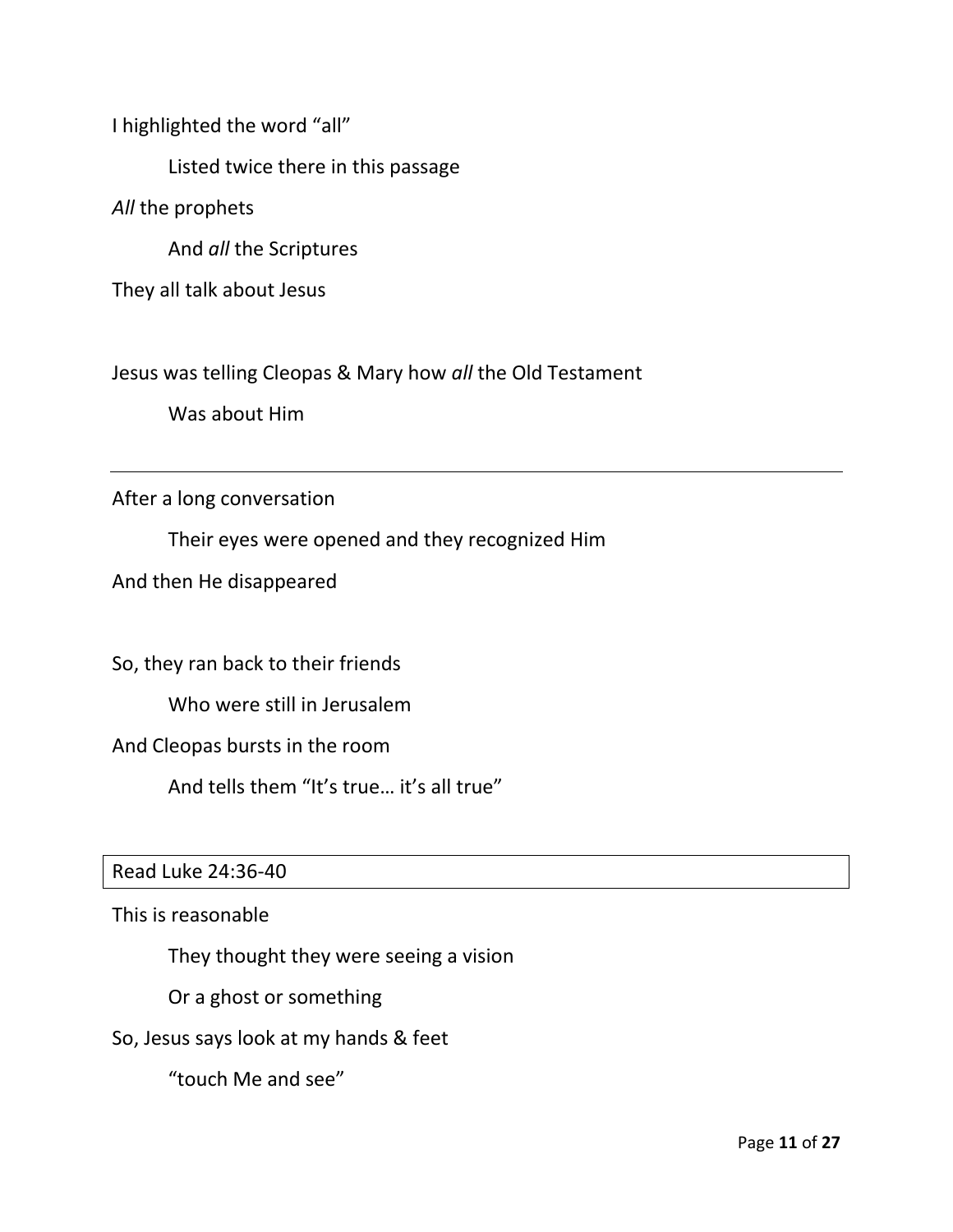I highlighted the word "all"

Listed twice there in this passage

*All* the prophets

And *all* the Scriptures

They all talk about Jesus

Jesus was telling Cleopas & Mary how *all* the Old Testament

Was about Him

---

After a long conversation

Their eyes were opened and they recognized Him

And then He disappeared

So, they ran back to their friends

Who were still in Jerusalem

And Cleopas bursts in the room

And tells them "It's true… it's all true"

| Read Luke 24:36-40 |
| --- |

This is reasonable

They thought they were seeing a vision

Or a ghost or something

So, Jesus says look at my hands & feet

"touch Me and see"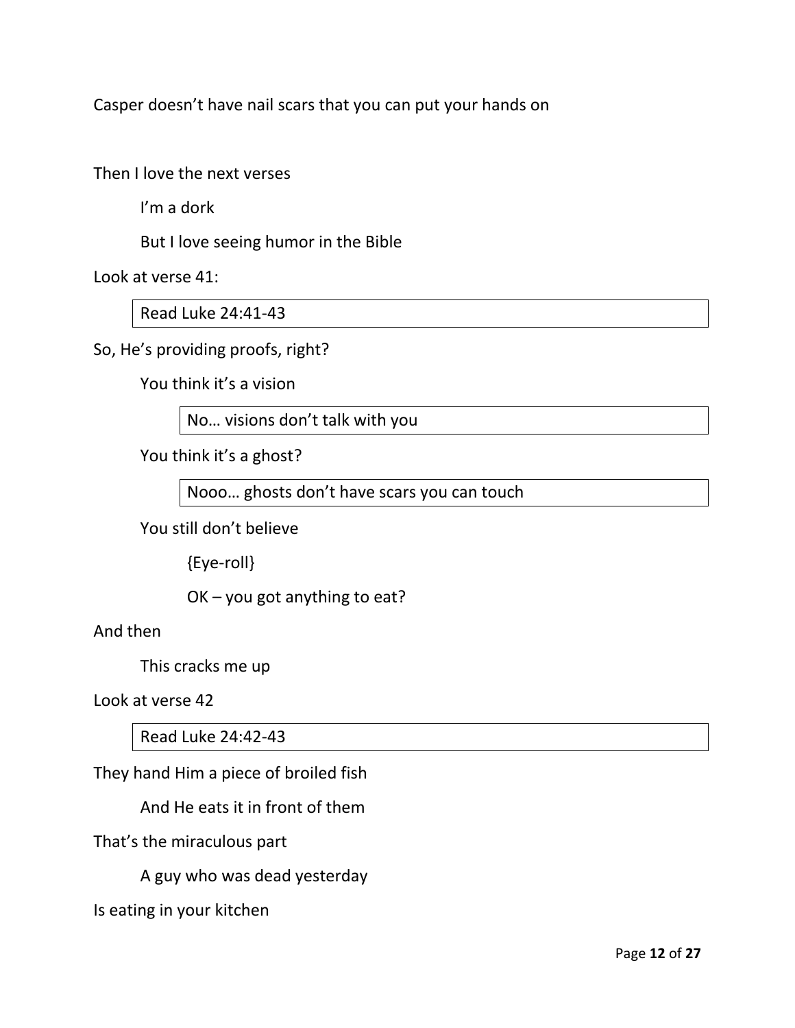Casper doesn't have nail scars that you can put your hands on

Then I love the next verses

> I'm a dork
>
> But I love seeing humor in the Bible

Look at verse 41:

| Read Luke 24:41-43 |
|---|

So, He's providing proofs, right?

> You think it's a vision
>
> | No… visions don't talk with you |
> |---|
>
> You think it's a ghost?
>
> | Nooo… ghosts don't have scars you can touch |
> |---|
>
> You still don't believe
>
> > {Eye-roll}
> >
> > OK – you got anything to eat?

And then

> This cracks me up

Look at verse 42

| Read Luke 24:42-43 |
|---|

They hand Him a piece of broiled fish

> And He eats it in front of them

That's the miraculous part

> A guy who was dead yesterday

Is eating in your kitchen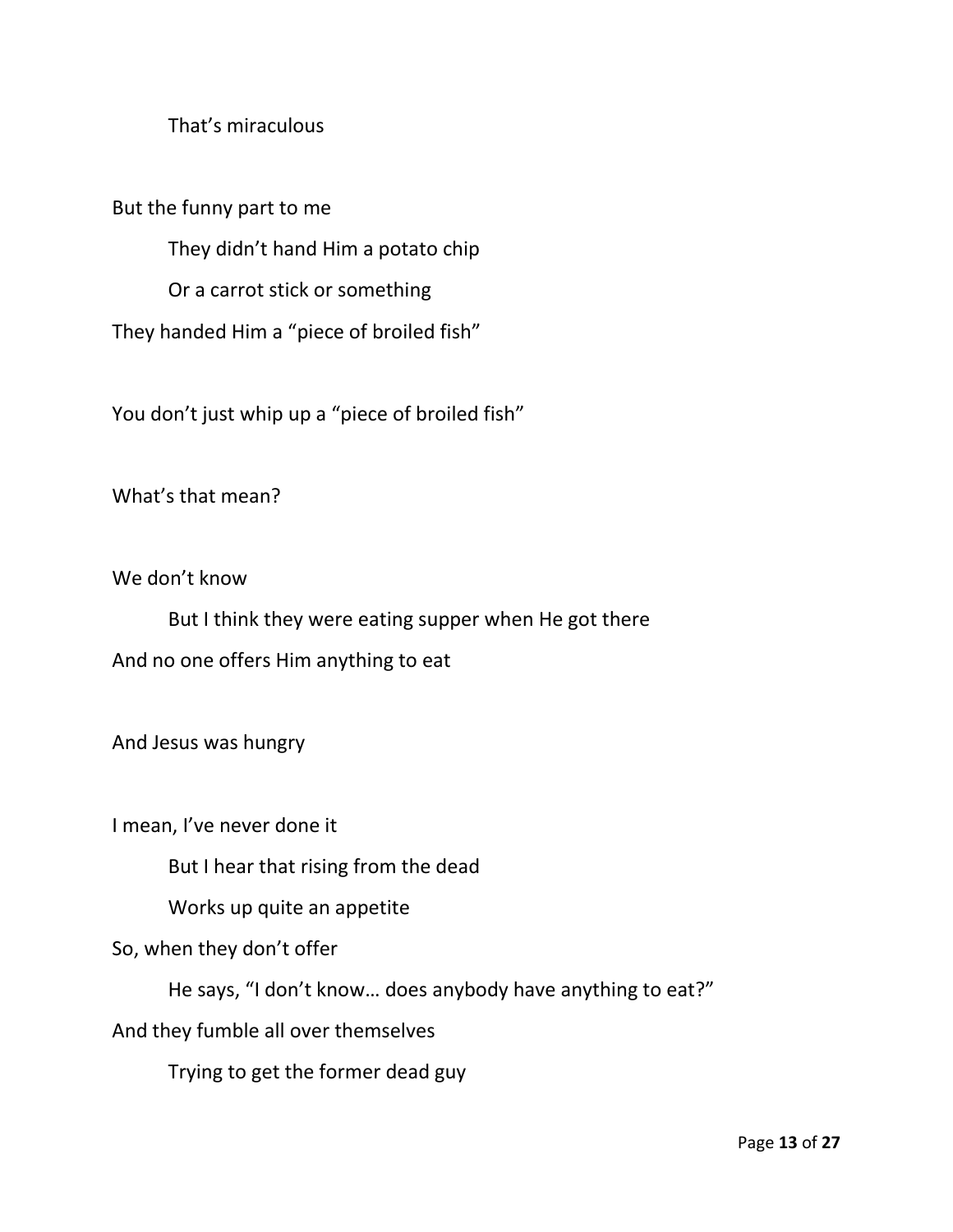That's miraculous

But the funny part to me

They didn't hand Him a potato chip

Or a carrot stick or something

They handed Him a "piece of broiled fish"

You don't just whip up a "piece of broiled fish"

What's that mean?

We don't know

But I think they were eating supper when He got there

And no one offers Him anything to eat

And Jesus was hungry

I mean, I've never done it

But I hear that rising from the dead

Works up quite an appetite

So, when they don't offer

He says, "I don't know… does anybody have anything to eat?"

And they fumble all over themselves

Trying to get the former dead guy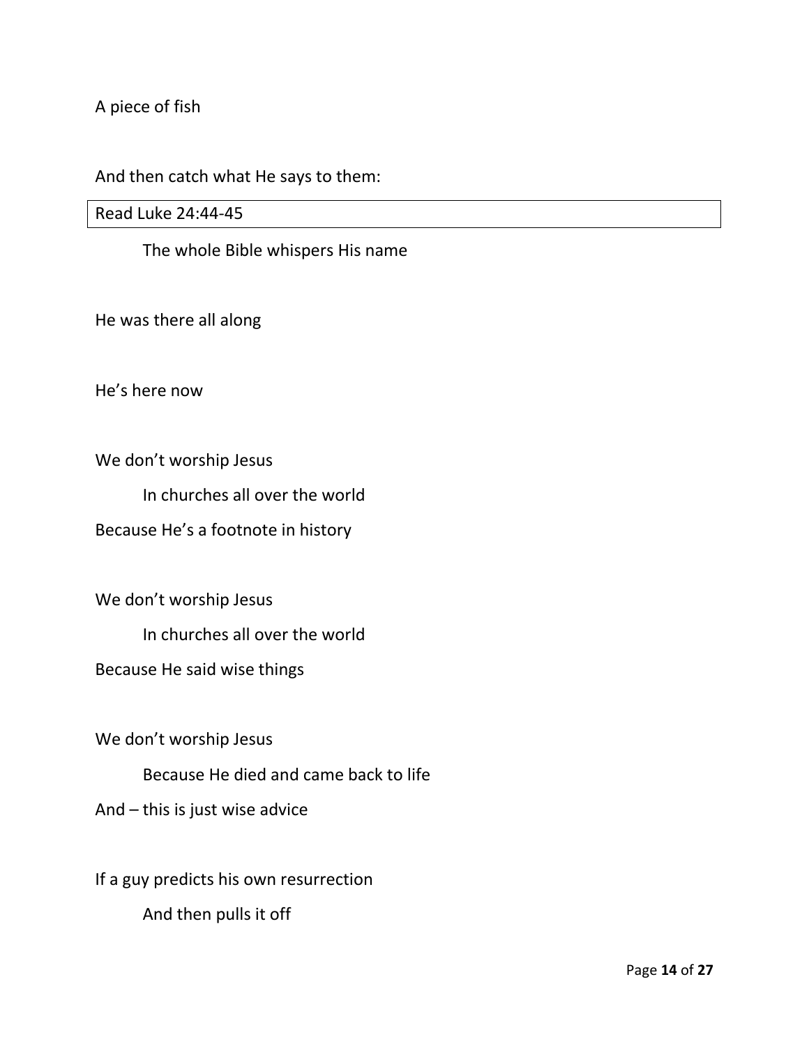A piece of fish

And then catch what He says to them:

| Read Luke 24:44-45 |
| --- |

The whole Bible whispers His name

He was there all along

He's here now

We don't worship Jesus

In churches all over the world

Because He's a footnote in history

We don't worship Jesus

In churches all over the world

Because He said wise things

We don't worship Jesus

Because He died and came back to life

And – this is just wise advice

If a guy predicts his own resurrection

And then pulls it off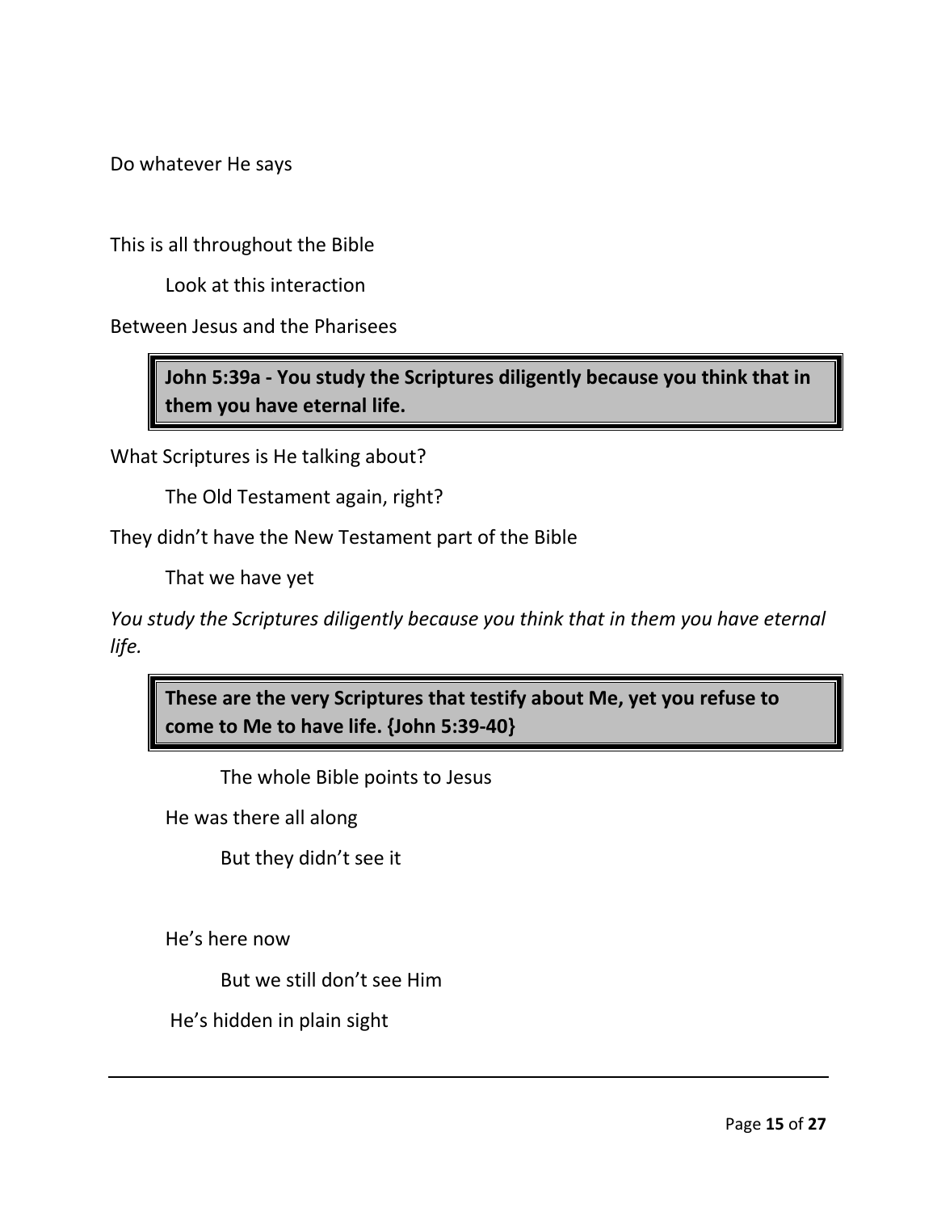Do whatever He says

This is all throughout the Bible

Look at this interaction

Between Jesus and the Pharisees

> **John 5:39a - You study the Scriptures diligently because you think that in them you have eternal life.**

What Scriptures is He talking about?

The Old Testament again, right?

They didn't have the New Testament part of the Bible

That we have yet

*You study the Scriptures diligently because you think that in them you have eternal life.*

> **These are the very Scriptures that testify about Me, yet you refuse to come to Me to have life. {John 5:39-40}**

The whole Bible points to Jesus

He was there all along

But they didn't see it

He's here now

But we still don't see Him

He's hidden in plain sight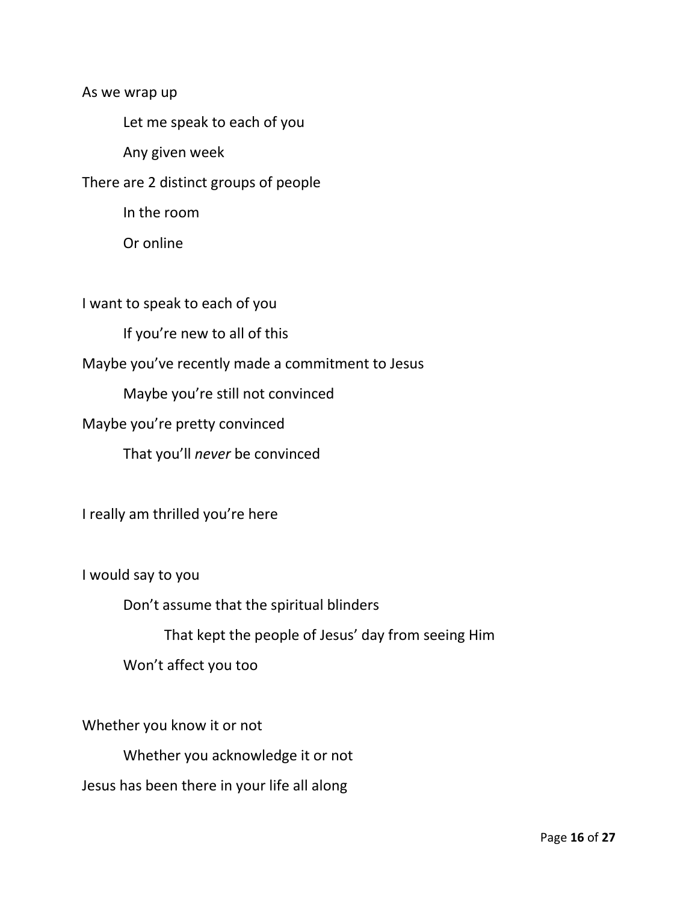As we wrap up

Let me speak to each of you

Any given week

There are 2 distinct groups of people

In the room

Or online

I want to speak to each of you

If you're new to all of this

Maybe you've recently made a commitment to Jesus

Maybe you're still not convinced

Maybe you're pretty convinced

That you'll *never* be convinced

I really am thrilled you're here

I would say to you

Don't assume that the spiritual blinders

That kept the people of Jesus' day from seeing Him

Won't affect you too

Whether you know it or not

Whether you acknowledge it or not

Jesus has been there in your life all along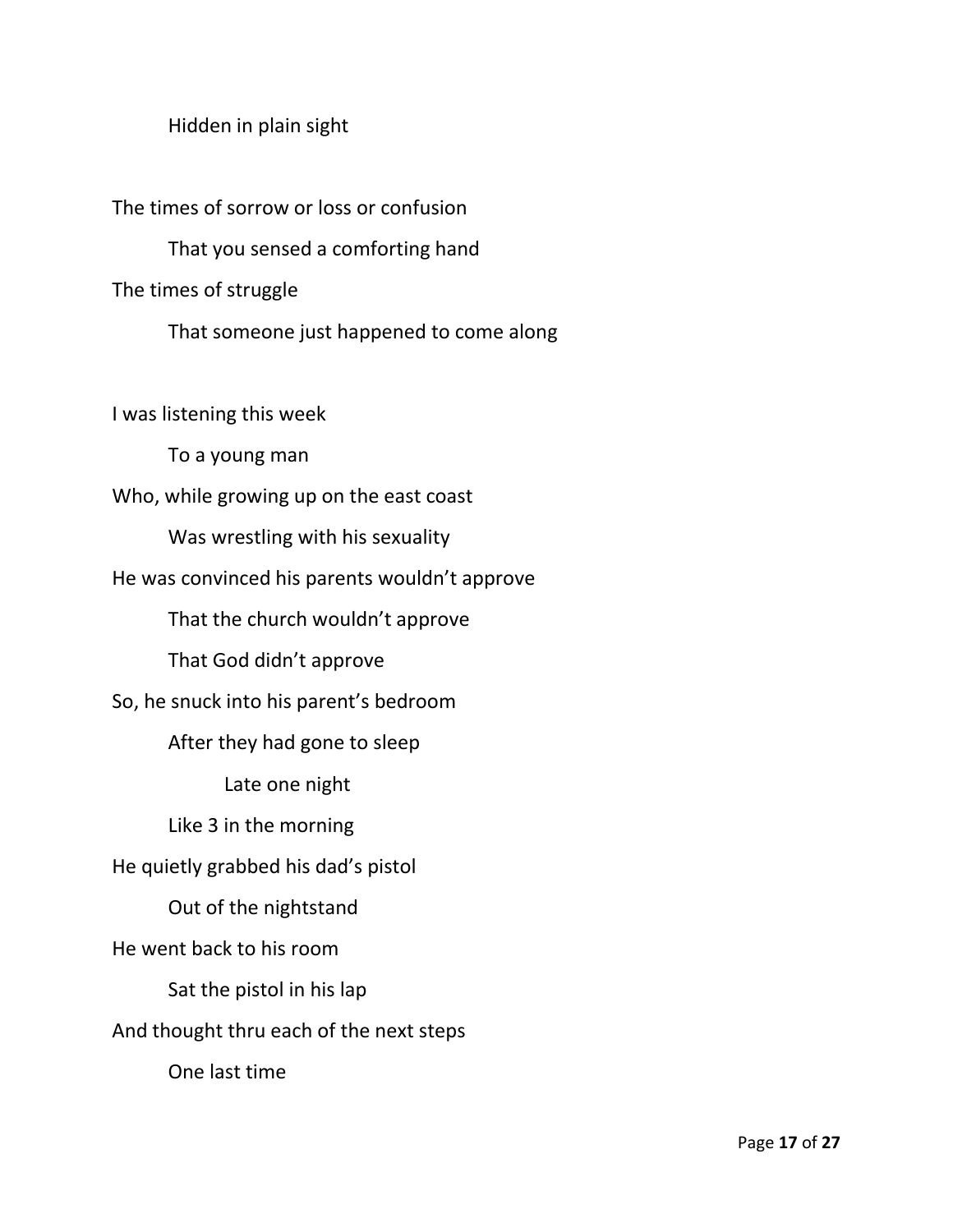Hidden in plain sight

The times of sorrow or loss or confusion

That you sensed a comforting hand

The times of struggle

That someone just happened to come along

I was listening this week

To a young man

Who, while growing up on the east coast

Was wrestling with his sexuality

He was convinced his parents wouldn't approve

That the church wouldn't approve

That God didn't approve

So, he snuck into his parent's bedroom

After they had gone to sleep

Late one night

Like 3 in the morning

He quietly grabbed his dad's pistol

Out of the nightstand

He went back to his room

Sat the pistol in his lap

And thought thru each of the next steps

One last time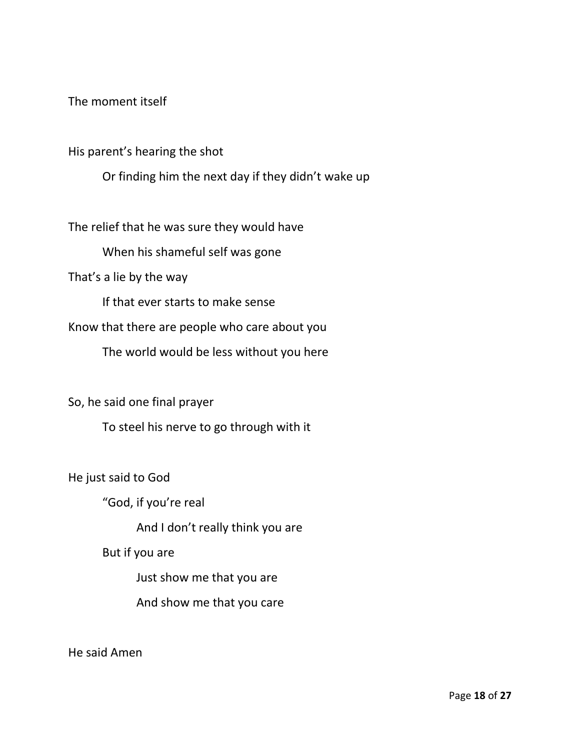The moment itself

His parent's hearing the shot

    Or finding him the next day if they didn't wake up

The relief that he was sure they would have

    When his shameful self was gone

That's a lie by the way

    If that ever starts to make sense

Know that there are people who care about you

    The world would be less without you here

So, he said one final prayer

    To steel his nerve to go through with it

He just said to God

    "God, if you're real

        And I don't really think you are

    But if you are

        Just show me that you are

        And show me that you care

He said Amen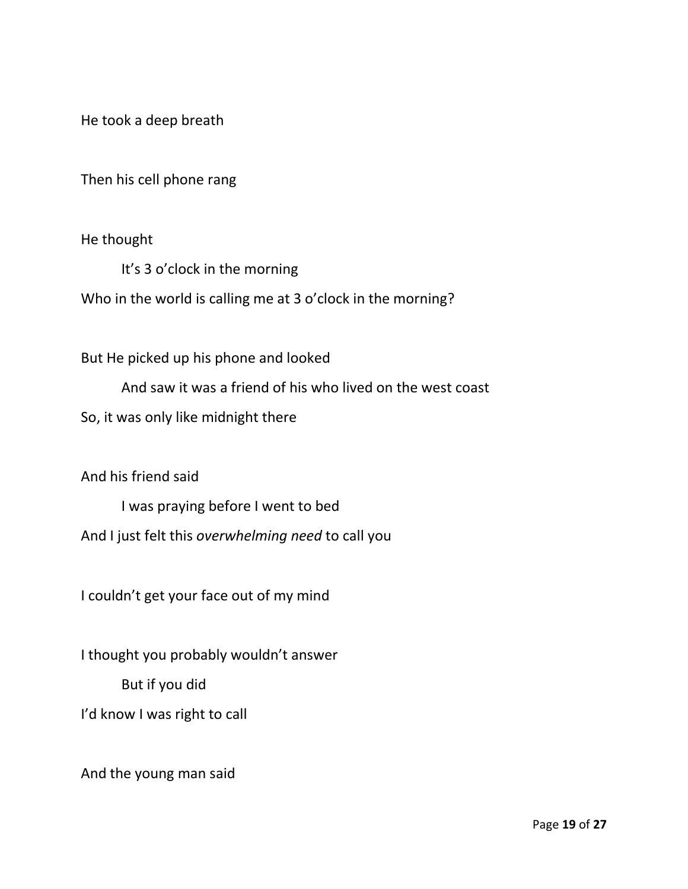He took a deep breath

Then his cell phone rang

He thought

    It's 3 o'clock in the morning

Who in the world is calling me at 3 o'clock in the morning?

But He picked up his phone and looked

    And saw it was a friend of his who lived on the west coast

So, it was only like midnight there

And his friend said

    I was praying before I went to bed

And I just felt this *overwhelming need* to call you

I couldn't get your face out of my mind

I thought you probably wouldn't answer

    But if you did

I'd know I was right to call

And the young man said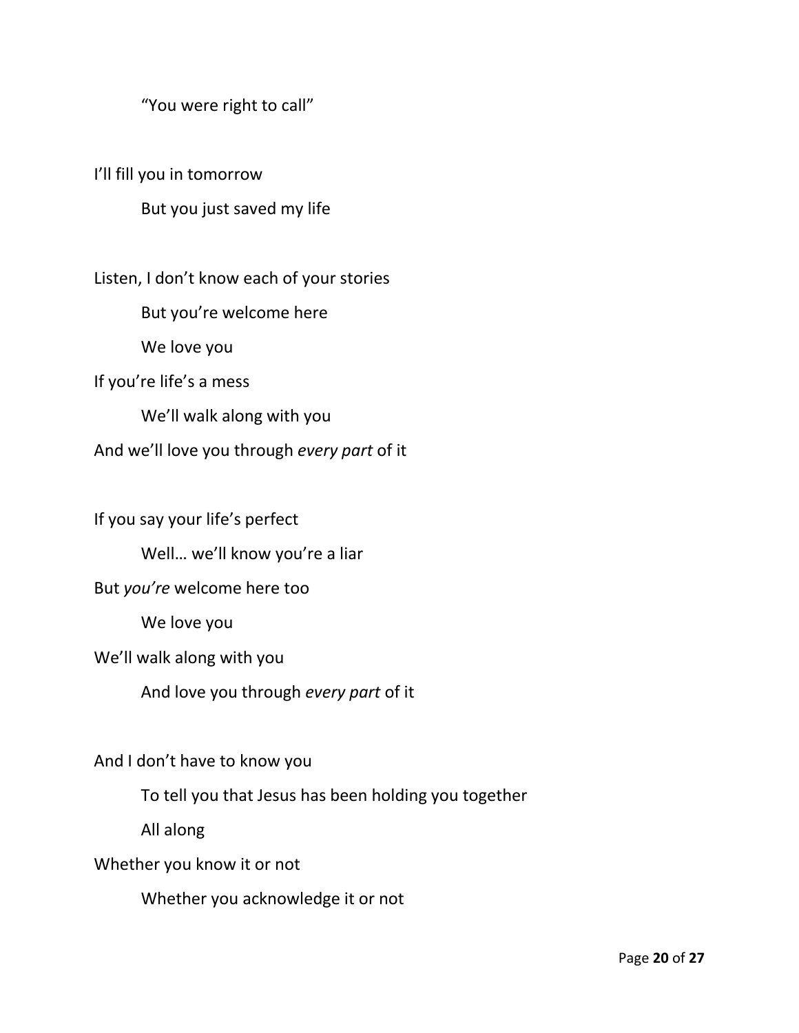“You were right to call”

I’ll fill you in tomorrow

But you just saved my life

Listen, I don’t know each of your stories

But you’re welcome here

We love you

If you’re life’s a mess

We’ll walk along with you

And we’ll love you through *every part* of it

If you say your life’s perfect

Well… we’ll know you’re a liar

But *you’re* welcome here too

We love you

We’ll walk along with you

And love you through *every part* of it

And I don’t have to know you

To tell you that Jesus has been holding you together

All along

Whether you know it or not

Whether you acknowledge it or not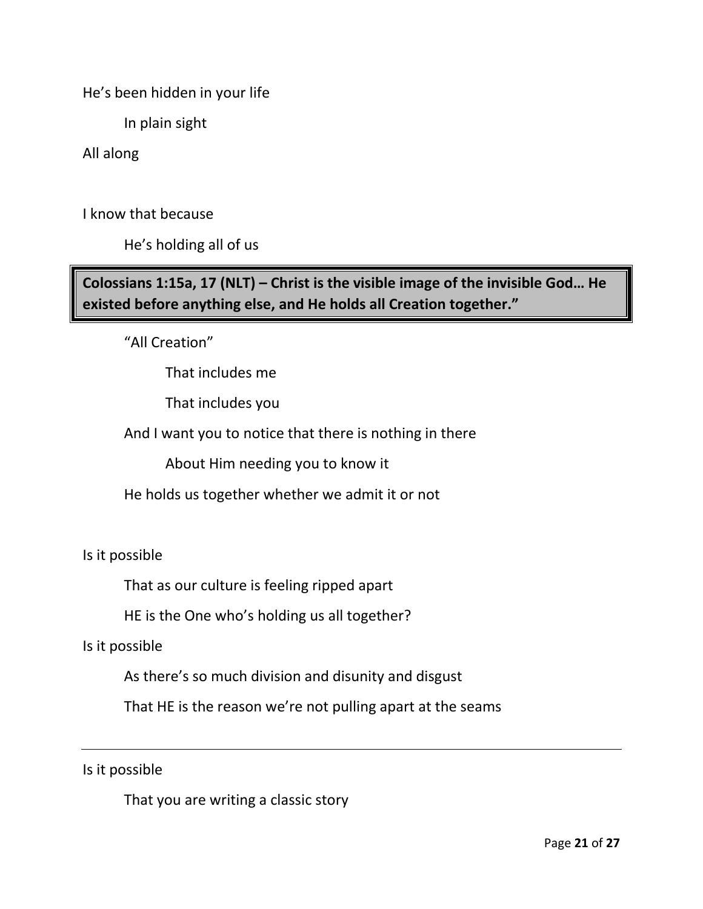He's been hidden in your life

In plain sight

All along

I know that because

He's holding all of us

> **Colossians 1:15a, 17 (NLT) – Christ is the visible image of the invisible God… He existed before anything else, and He holds all Creation together."**

"All Creation"

That includes me

That includes you

And I want you to notice that there is nothing in there

About Him needing you to know it

He holds us together whether we admit it or not

Is it possible

That as our culture is feeling ripped apart

HE is the One who's holding us all together?

Is it possible

As there's so much division and disunity and disgust

That HE is the reason we're not pulling apart at the seams

---

Is it possible

That you are writing a classic story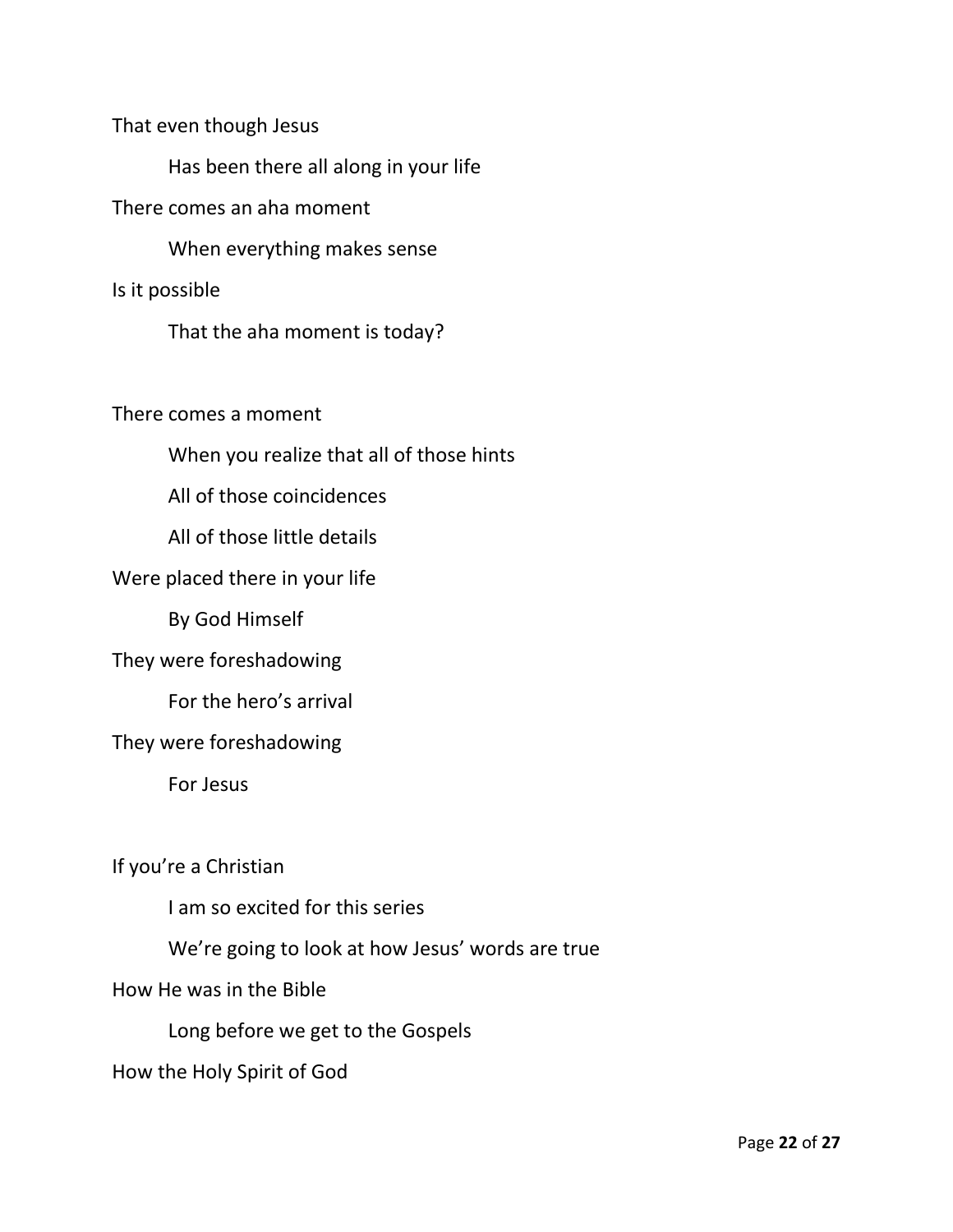That even though Jesus

Has been there all along in your life

There comes an aha moment

When everything makes sense

Is it possible

That the aha moment is today?

There comes a moment

When you realize that all of those hints

All of those coincidences

All of those little details

Were placed there in your life

By God Himself

They were foreshadowing

For the hero's arrival

They were foreshadowing

For Jesus

If you're a Christian

I am so excited for this series

We're going to look at how Jesus' words are true

How He was in the Bible

Long before we get to the Gospels

How the Holy Spirit of God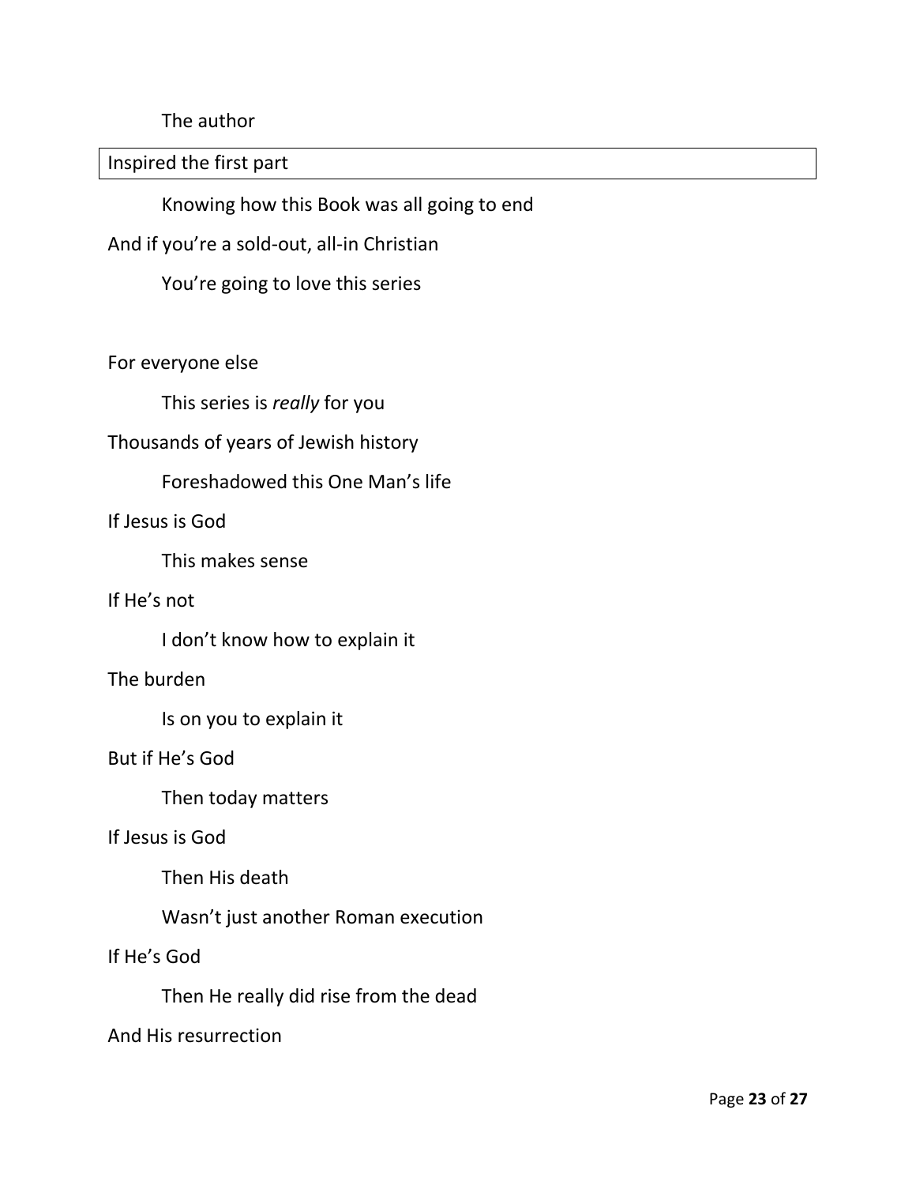The author

Inspired the first part

Knowing how this Book was all going to end

And if you're a sold-out, all-in Christian

You're going to love this series

For everyone else

This series is *really* for you

Thousands of years of Jewish history

Foreshadowed this One Man's life

If Jesus is God

This makes sense

If He's not

I don't know how to explain it

The burden

Is on you to explain it

But if He's God

Then today matters

If Jesus is God

Then His death

Wasn't just another Roman execution

If He's God

Then He really did rise from the dead

And His resurrection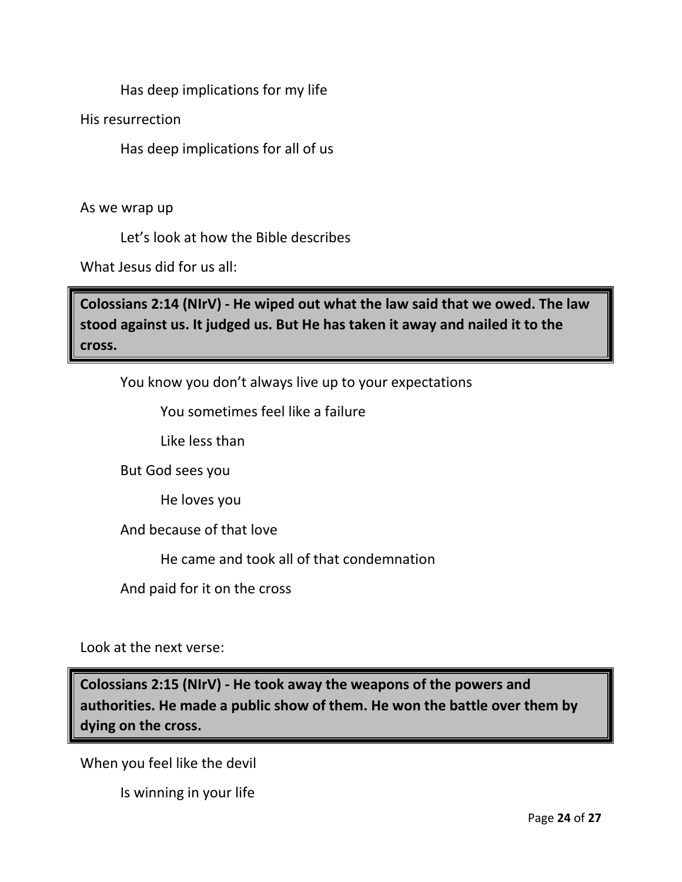Has deep implications for my life

His resurrection

Has deep implications for all of us

As we wrap up

Let's look at how the Bible describes

What Jesus did for us all:

> **Colossians 2:14 (NIrV) - He wiped out what the law said that we owed. The law stood against us. It judged us. But He has taken it away and nailed it to the cross.**

You know you don't always live up to your expectations

You sometimes feel like a failure

Like less than

But God sees you

He loves you

And because of that love

He came and took all of that condemnation

And paid for it on the cross

Look at the next verse:

> **Colossians 2:15 (NIrV) - He took away the weapons of the powers and authorities. He made a public show of them. He won the battle over them by dying on the cross.**

When you feel like the devil

Is winning in your life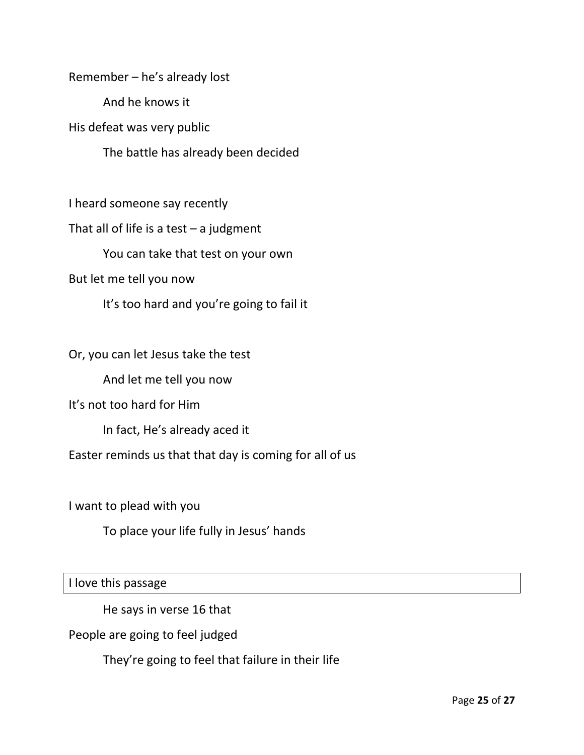Remember – he's already lost

&nbsp;&nbsp;&nbsp;&nbsp;And he knows it

His defeat was very public

&nbsp;&nbsp;&nbsp;&nbsp;The battle has already been decided

I heard someone say recently

That all of life is a test – a judgment

&nbsp;&nbsp;&nbsp;&nbsp;You can take that test on your own

But let me tell you now

&nbsp;&nbsp;&nbsp;&nbsp;It's too hard and you're going to fail it

Or, you can let Jesus take the test

&nbsp;&nbsp;&nbsp;&nbsp;And let me tell you now

It's not too hard for Him

&nbsp;&nbsp;&nbsp;&nbsp;In fact, He's already aced it

Easter reminds us that that day is coming for all of us

I want to plead with you

&nbsp;&nbsp;&nbsp;&nbsp;To place your life fully in Jesus' hands

| I love this passage |
|---|

&nbsp;&nbsp;&nbsp;&nbsp;He says in verse 16 that

People are going to feel judged

&nbsp;&nbsp;&nbsp;&nbsp;They're going to feel that failure in their life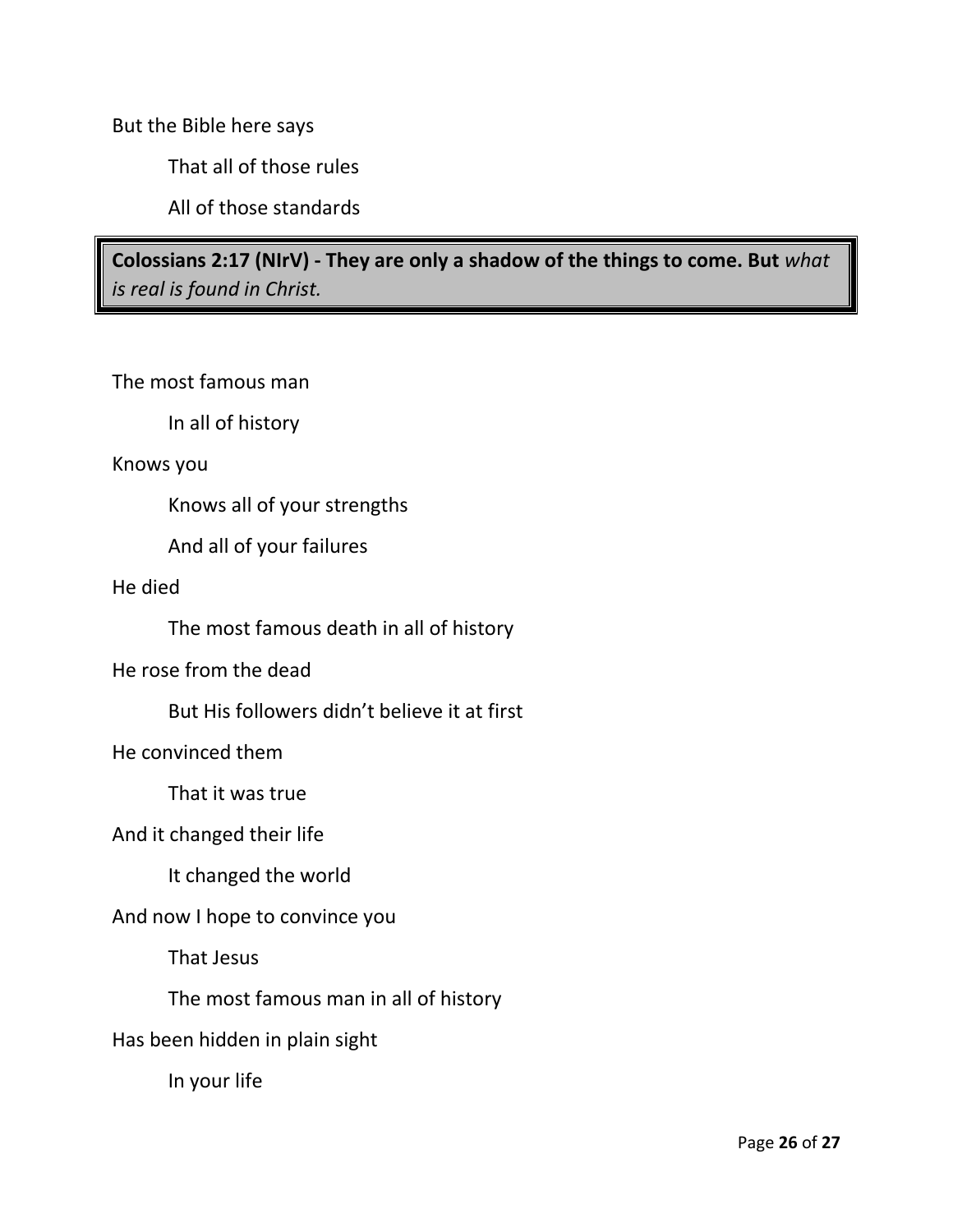But the Bible here says

That all of those rules

All of those standards

**Colossians 2:17 (NIrV) - They are only a shadow of the things to come. But** *what is real is found in Christ.*

The most famous man

In all of history

Knows you

Knows all of your strengths

And all of your failures

He died

The most famous death in all of history

He rose from the dead

But His followers didn't believe it at first

He convinced them

That it was true

And it changed their life

It changed the world

And now I hope to convince you

That Jesus

The most famous man in all of history

Has been hidden in plain sight

In your life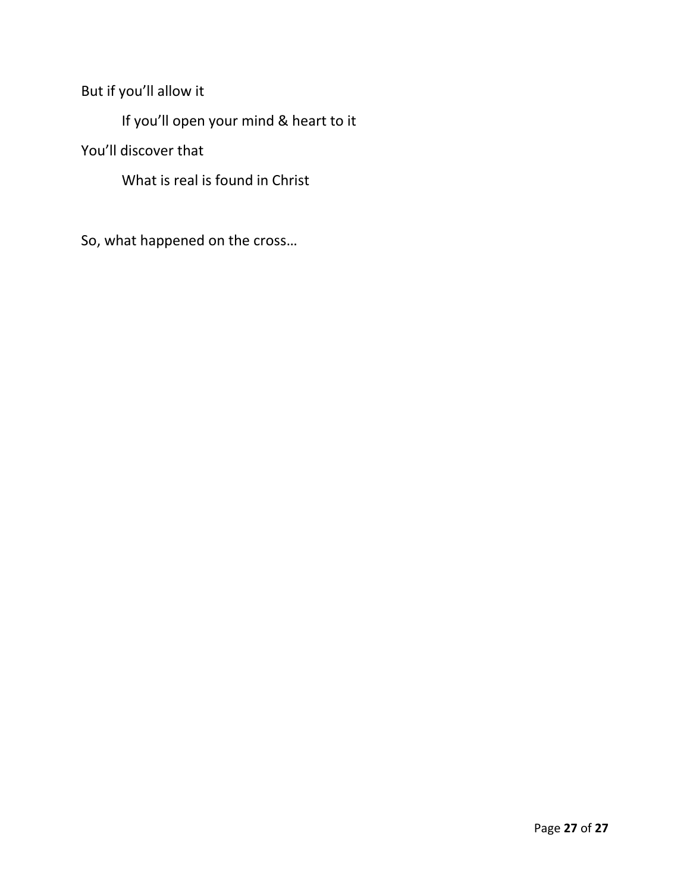But if you'll allow it

    If you'll open your mind & heart to it

You'll discover that

    What is real is found in Christ

So, what happened on the cross…